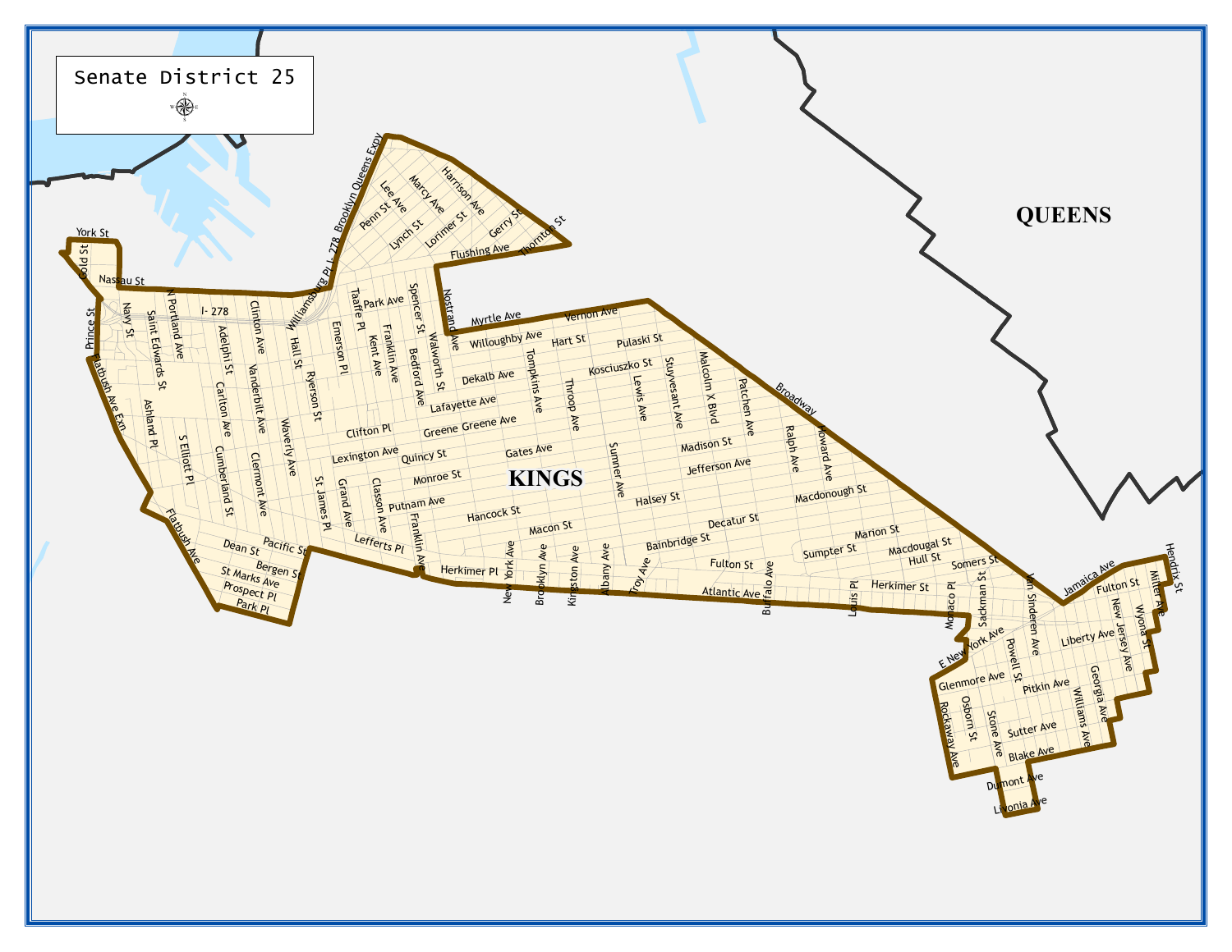# Senate District 25

QUEENS

KINGS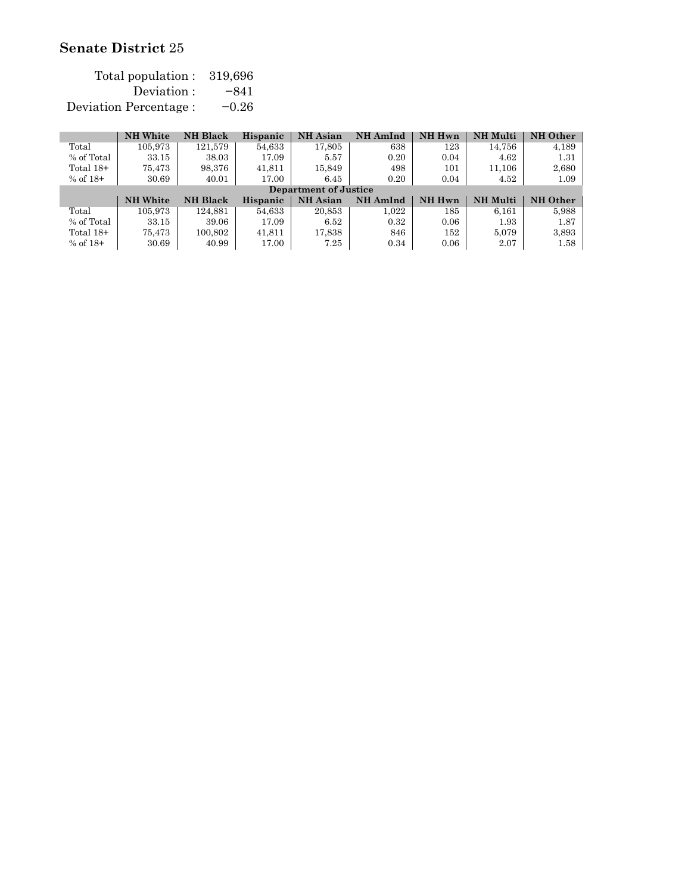## Senate District 25

| | |
|---|---|
| Total population : | 319,696 |
| Deviation : | −841 |
| Deviation Percentage : | −0.26 |

| | NH White | NH Black | Hispanic | NH Asian | NH AmInd | NH Hwn | NH Multi | NH Other |
|---|---|---|---|---|---|---|---|---|
| Total | 105,973 | 121,579 | 54,633 | 17,805 | 638 | 123 | 14,756 | 4,189 |
| % of Total | 33.15 | 38.03 | 17.09 | 5.57 | 0.20 | 0.04 | 4.62 | 1.31 |
| Total 18+ | 75,473 | 98,376 | 41,811 | 15,849 | 498 | 101 | 11,106 | 2,680 |
| % of 18+ | 30.69 | 40.01 | 17.00 | 6.45 | 0.20 | 0.04 | 4.52 | 1.09 |
| **Department of Justice** | | | | | | | | |
| | **NH White** | **NH Black** | **Hispanic** | **NH Asian** | **NH AmInd** | **NH Hwn** | **NH Multi** | **NH Other** |
| Total | 105,973 | 124,881 | 54,633 | 20,853 | 1,022 | 185 | 6,161 | 5,988 |
| % of Total | 33.15 | 39.06 | 17.09 | 6.52 | 0.32 | 0.06 | 1.93 | 1.87 |
| Total 18+ | 75,473 | 100,802 | 41,811 | 17,838 | 846 | 152 | 5,079 | 3,893 |
| % of 18+ | 30.69 | 40.99 | 17.00 | 7.25 | 0.34 | 0.06 | 2.07 | 1.58 |